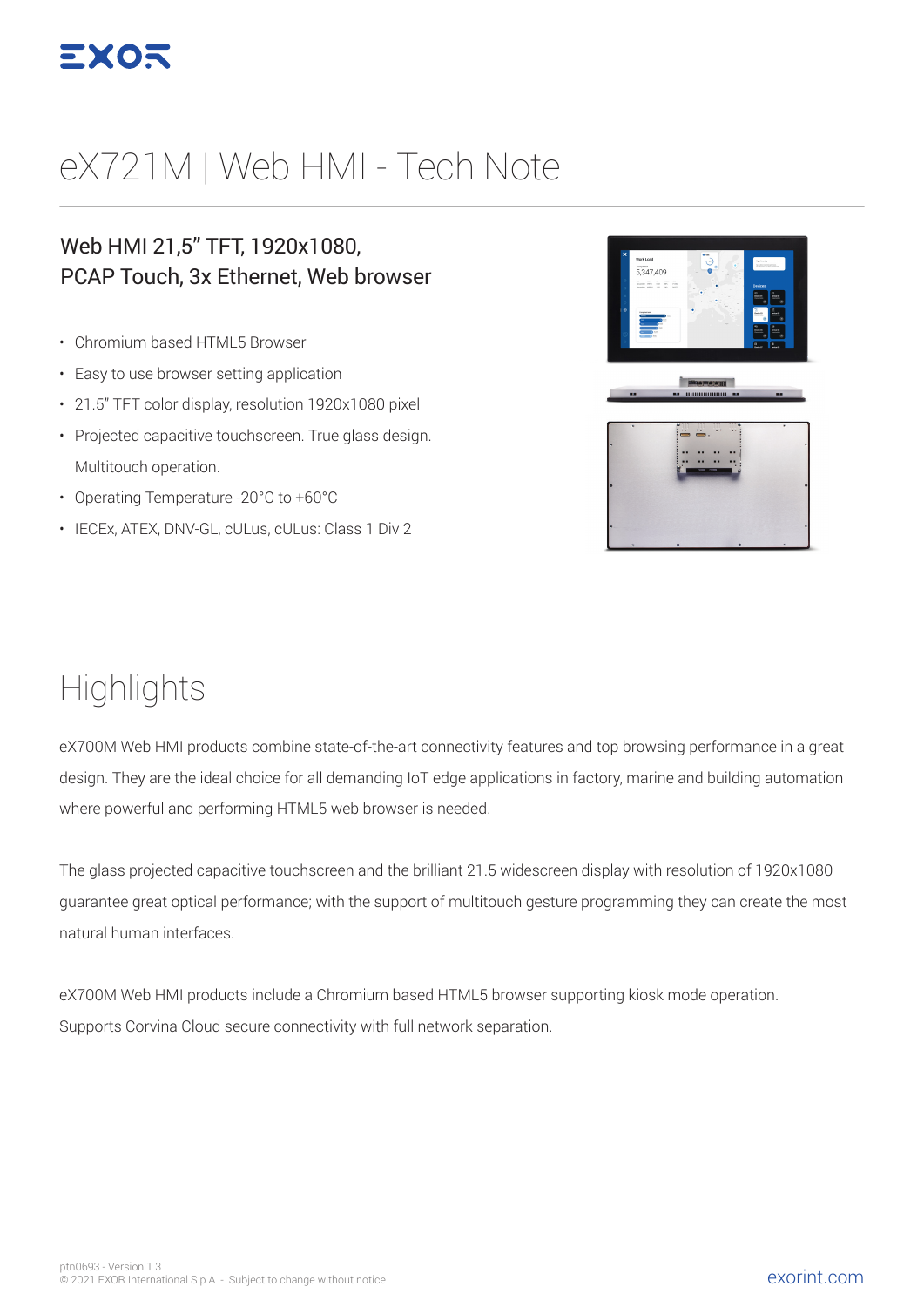# eX721M | Web HMI - Tech Note

## Web HMI 21,5" TFT, 1920x1080, PCAP Touch, 3x Ethernet, Web browser

- Chromium based HTML5 Browser
- Easy to use browser setting application
- 21.5" TFT color display, resolution 1920x1080 pixel
- Projected capacitive touchscreen. True glass design. Multitouch operation.
- Operating Temperature -20°C to +60°C
- IECEx, ATEX, DNV-GL, cULus, cULus: Class 1 Div 2

# Highlights

eX700M Web HMI products combine state-of-the-art connectivity features and top browsing performance in a great design. They are the ideal choice for all demanding IoT edge applications in factory, marine and building automation where powerful and performing HTML5 web browser is needed.

The glass projected capacitive touchscreen and the brilliant 21.5 widescreen display with resolution of 1920x1080 guarantee great optical performance; with the support of multitouch gesture programming they can create the most natural human interfaces.

eX700M Web HMI products include a Chromium based HTML5 browser supporting kiosk mode operation. Supports Corvina Cloud secure connectivity with full network separation.

ptn0693 - Version 1.3
© 2021 EXOR International S.p.A. - Subject to change without notice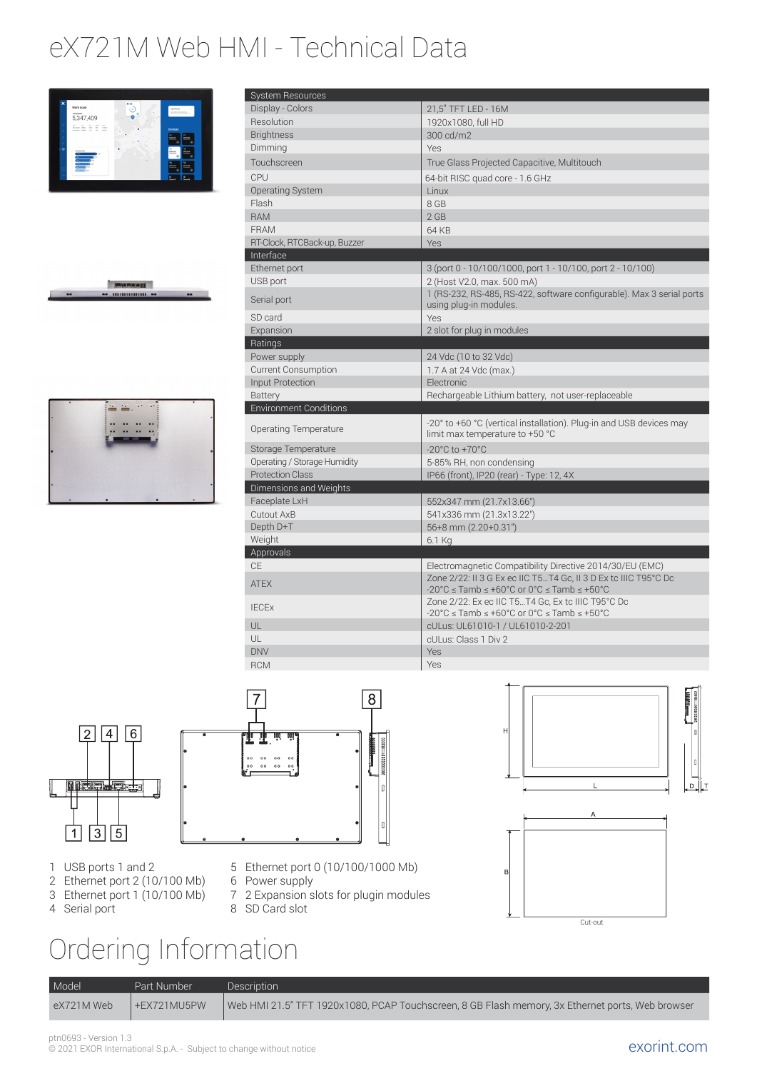# eX721M Web HMI - Technical Data

| System Resources | |
|---|---|
| Display - Colors | 21,5" TFT LED - 16M |
| Resolution | 1920x1080, full HD |
| Brightness | 300 cd/m2 |
| Dimming | Yes |
| Touchscreen | True Glass Projected Capacitive, Multitouch |
| CPU | 64-bit RISC quad core - 1.6 GHz |
| Operating System | Linux |
| Flash | 8 GB |
| RAM | 2 GB |
| FRAM | 64 KB |
| RT-Clock, RTCBack-up, Buzzer | Yes |
| **Interface** | |
| Ethernet port | 3 (port 0 - 10/100/1000, port 1 - 10/100, port 2 - 10/100) |
| USB port | 2 (Host V2.0, max. 500 mA) |
| Serial port | 1 (RS-232, RS-485, RS-422, software configurable). Max 3 serial ports using plug-in modules. |
| SD card | Yes |
| Expansion | 2 slot for plug in modules |
| **Ratings** | |
| Power supply | 24 Vdc (10 to 32 Vdc) |
| Current Consumption | 1.7 A at 24 Vdc (max.) |
| Input Protection | Electronic |
| Battery | Rechargeable Lithium battery, not user-replaceable |
| **Environment Conditions** | |
| Operating Temperature | -20° to +60 °C (vertical installation). Plug-in and USB devices may limit max temperature to +50 °C |
| Storage Temperature | -20°C to +70°C |
| Operating / Storage Humidity | 5-85% RH, non condensing |
| Protection Class | IP66 (front), IP20 (rear) - Type: 12, 4X |
| **Dimensions and Weights** | |
| Faceplate LxH | 552x347 mm (21.7x13.66") |
| Cutout AxB | 541x336 mm (21.3x13.22") |
| Depth D+T | 56+8 mm (2.20+0.31") |
| Weight | 6.1 Kg |
| **Approvals** | |
| CE | Electromagnetic Compatibility Directive 2014/30/EU (EMC) |
| ATEX | Zone 2/22: II 3 G Ex ec IIC T5...T4 Gc, II 3 D Ex tc IIIC T95°C Dc -20°C ≤ Tamb ≤ +60°C or 0°C ≤ Tamb ≤ +50°C |
| IECEx | Zone 2/22: Ex ec IIC T5...T4 Gc, Ex tc IIIC T95°C Dc -20°C ≤ Tamb ≤ +60°C or 0°C ≤ Tamb ≤ +50°C |
| UL | cULus: UL61010-1 / UL61010-2-201 |
| UL | cULus: Class 1 Div 2 |
| DNV | Yes |
| RCM | Yes |

1 USB ports 1 and 2
2 Ethernet port 2 (10/100 Mb)
3 Ethernet port 1 (10/100 Mb)
4 Serial port
5 Ethernet port 0 (10/100/1000 Mb)
6 Power supply
7 2 Expansion slots for plugin modules
8 SD Card slot

H
L
D T
A
B
Cut-out

# Ordering Information

| Model | Part Number | Description |
|---|---|---|
| eX721M Web | +EX721MU5PW | Web HMI 21.5" TFT 1920x1080, PCAP Touchscreen, 8 GB Flash memory, 3x Ethernet ports, Web browser |

ptn0693 - Version 1.3
© 2021 EXOR International S.p.A. - Subject to change without notice

exorint.com